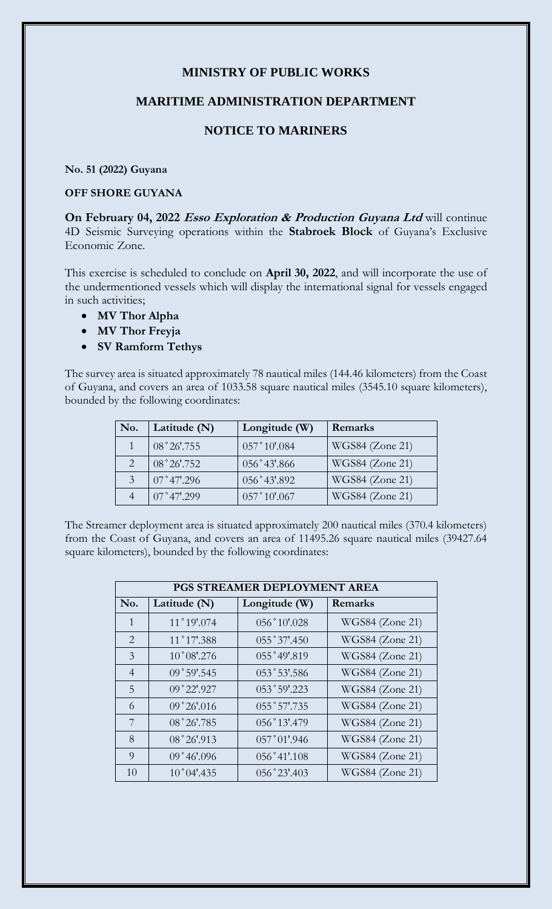# MINISTRY OF PUBLIC WORKS

## MARITIME ADMINISTRATION DEPARTMENT

## NOTICE TO MARINERS

**No. 51 (2022) Guyana**

**OFF SHORE GUYANA**

**On February 04, 2022 *Esso Exploration & Production Guyana Ltd*** will continue 4D Seismic Surveying operations within the **Stabroek Block** of Guyana's Exclusive Economic Zone.

This exercise is scheduled to conclude on **April 30, 2022**, and will incorporate the use of the undermentioned vessels which will display the international signal for vessels engaged in such activities;

- **MV Thor Alpha**
- **MV Thor Freyja**
- **SV Ramform Tethys**

The survey area is situated approximately 78 nautical miles (144.46 kilometers) from the Coast of Guyana, and covers an area of 1033.58 square nautical miles (3545.10 square kilometers), bounded by the following coordinates:

| No. | Latitude (N) | Longitude (W) | Remarks |
|---|---|---|---|
| 1 | 08˚26'.755 | 057˚10'.084 | WGS84 (Zone 21) |
| 2 | 08˚26'.752 | 056˚43'.866 | WGS84 (Zone 21) |
| 3 | 07˚47'.296 | 056˚43'.892 | WGS84 (Zone 21) |
| 4 | 07˚47'.299 | 057˚10'.067 | WGS84 (Zone 21) |

The Streamer deployment area is situated approximately 200 nautical miles (370.4 kilometers) from the Coast of Guyana, and covers an area of 11495.26 square nautical miles (39427.64 square kilometers), bounded by the following coordinates:

| PGS STREAMER DEPLOYMENT AREA | | | |
|---|---|---|---|
| **No.** | **Latitude (N)** | **Longitude (W)** | **Remarks** |
| 1 | 11˚19'.074 | 056˚10'.028 | WGS84 (Zone 21) |
| 2 | 11˚17'.388 | 055˚37'.450 | WGS84 (Zone 21) |
| 3 | 10˚08'.276 | 055˚49'.819 | WGS84 (Zone 21) |
| 4 | 09˚59'.545 | 053˚53'.586 | WGS84 (Zone 21) |
| 5 | 09˚22'.927 | 053˚59'.223 | WGS84 (Zone 21) |
| 6 | 09˚26'.016 | 055˚57'.735 | WGS84 (Zone 21) |
| 7 | 08˚26'.785 | 056˚13'.479 | WGS84 (Zone 21) |
| 8 | 08˚26'.913 | 057˚01'.946 | WGS84 (Zone 21) |
| 9 | 09˚46'.096 | 056˚41'.108 | WGS84 (Zone 21) |
| 10 | 10˚04'.435 | 056˚23'.403 | WGS84 (Zone 21) |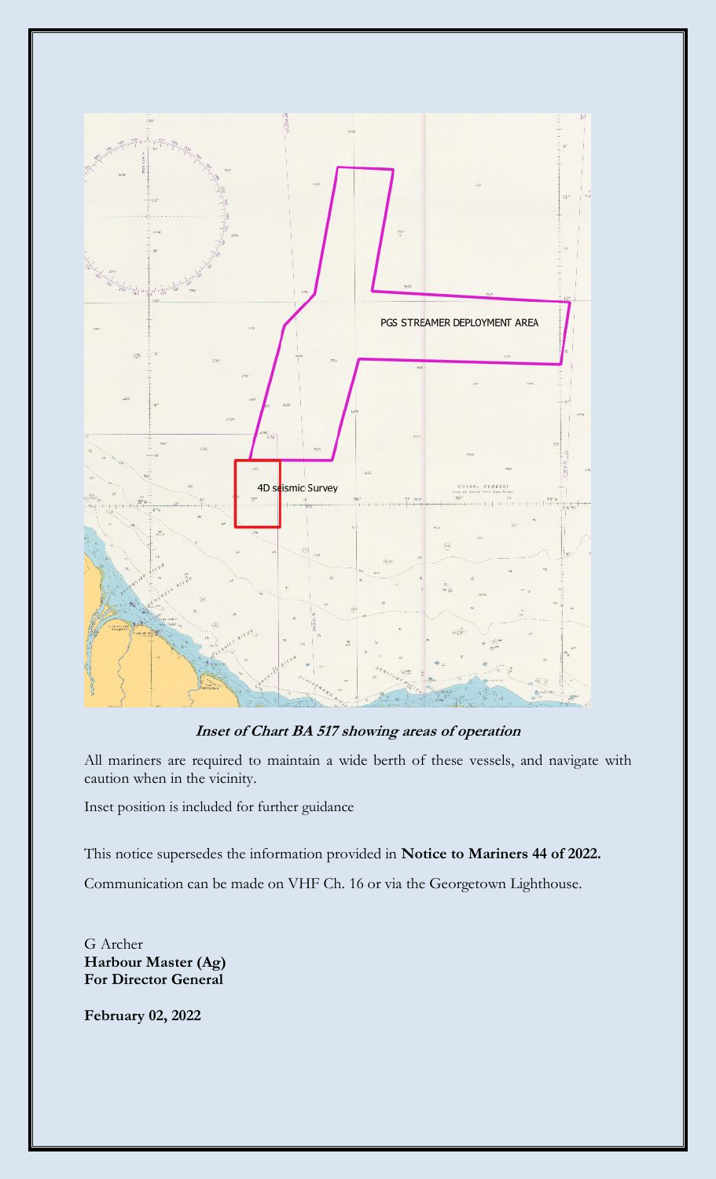PGS STREAMER DEPLOYMENT AREA

4D seismic Survey

***Inset of Chart BA 517 showing areas of operation***

All mariners are required to maintain a wide berth of these vessels, and navigate with caution when in the vicinity.

Inset position is included for further guidance

This notice supersedes the information provided in **Notice to Mariners 44 of 2022.**

Communication can be made on VHF Ch. 16 or via the Georgetown Lighthouse.

G Archer
**Harbour Master (Ag)**
**For Director General**

**February 02, 2022**